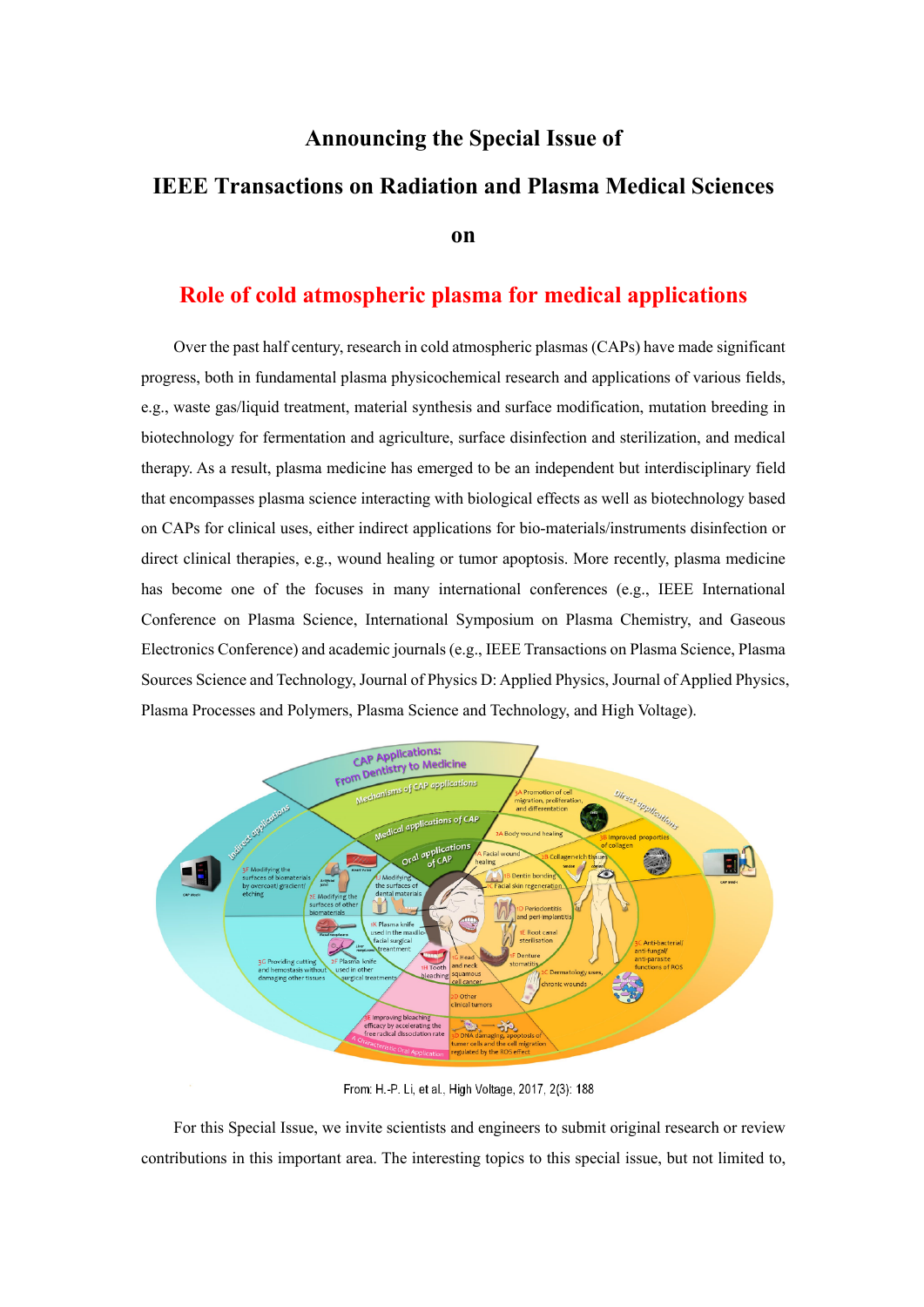# Announcing the Special Issue of

# IEEE Transactions on Radiation and Plasma Medical Sciences

# on

## Role of cold atmospheric plasma for medical applications

Over the past half century, research in cold atmospheric plasmas (CAPs) have made significant progress, both in fundamental plasma physicochemical research and applications of various fields, e.g., waste gas/liquid treatment, material synthesis and surface modification, mutation breeding in biotechnology for fermentation and agriculture, surface disinfection and sterilization, and medical therapy. As a result, plasma medicine has emerged to be an independent but interdisciplinary field that encompasses plasma science interacting with biological effects as well as biotechnology based on CAPs for clinical uses, either indirect applications for bio-materials/instruments disinfection or direct clinical therapies, e.g., wound healing or tumor apoptosis. More recently, plasma medicine has become one of the focuses in many international conferences (e.g., IEEE International Conference on Plasma Science, International Symposium on Plasma Chemistry, and Gaseous Electronics Conference) and academic journals (e.g., IEEE Transactions on Plasma Science, Plasma Sources Science and Technology, Journal of Physics D: Applied Physics, Journal of Applied Physics, Plasma Processes and Polymers, Plasma Science and Technology, and High Voltage).

From: H.-P. Li, et al., High Voltage, 2017, 2(3): 188

For this Special Issue, we invite scientists and engineers to submit original research or review contributions in this important area. The interesting topics to this special issue, but not limited to,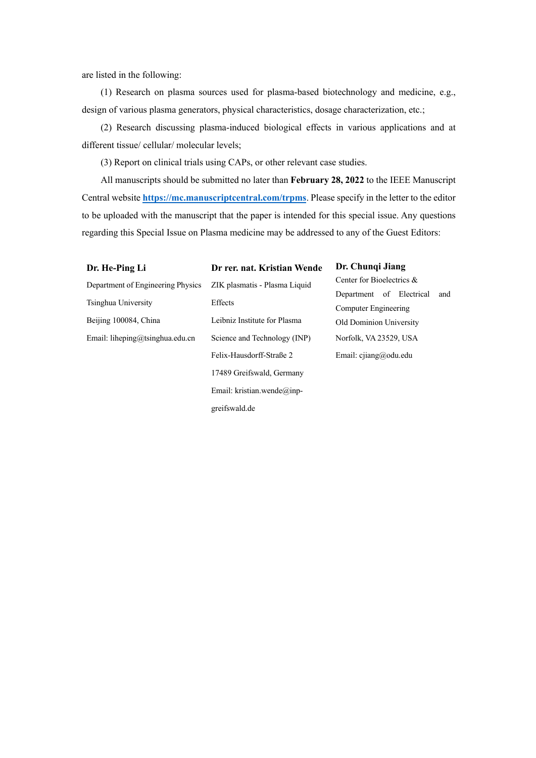are listed in the following:

(1) Research on plasma sources used for plasma-based biotechnology and medicine, e.g., design of various plasma generators, physical characteristics, dosage characterization, etc.;

(2) Research discussing plasma-induced biological effects in various applications and at different tissue/ cellular/ molecular levels;

(3) Report on clinical trials using CAPs, or other relevant case studies.

All manuscripts should be submitted no later than **February 28, 2022** to the IEEE Manuscript Central website **https://mc.manuscriptcentral.com/trpms**. Please specify in the letter to the editor to be uploaded with the manuscript that the paper is intended for this special issue. Any questions regarding this Special Issue on Plasma medicine may be addressed to any of the Guest Editors:

**Dr. He-Ping Li**
Department of Engineering Physics
Tsinghua University
Beijing 100084, China
Email: liheping@tsinghua.edu.cn

**Dr rer. nat. Kristian Wende**
ZIK plasmatis - Plasma Liquid Effects
Leibniz Institute for Plasma Science and Technology (INP)
Felix-Hausdorff-Straße 2
17489 Greifswald, Germany
Email: kristian.wende@inp-greifswald.de

**Dr. Chunqi Jiang**
Center for Bioelectrics & Department of Electrical and Computer Engineering
Old Dominion University
Norfolk, VA 23529, USA
Email: cjiang@odu.edu